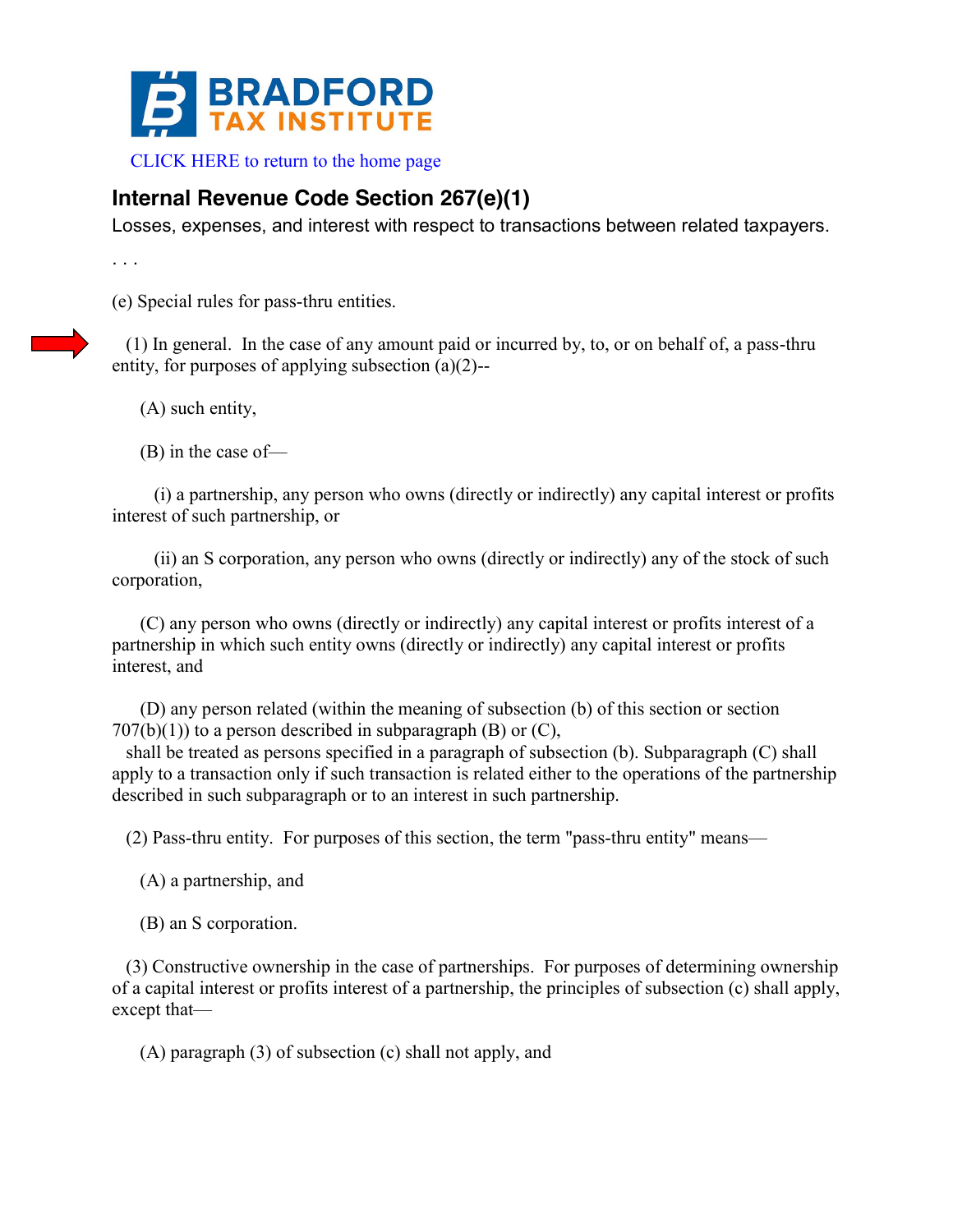BRADFORD TAX INSTITUTE

CLICK HERE to return to the home page

## Internal Revenue Code Section 267(e)(1)

Losses, expenses, and interest with respect to transactions between related taxpayers.

. . .

(e) Special rules for pass-thru entities.

(1) In general. In the case of any amount paid or incurred by, to, or on behalf of, a pass-thru entity, for purposes of applying subsection (a)(2)--

(A) such entity,

(B) in the case of—

(i) a partnership, any person who owns (directly or indirectly) any capital interest or profits interest of such partnership, or

(ii) an S corporation, any person who owns (directly or indirectly) any of the stock of such corporation,

(C) any person who owns (directly or indirectly) any capital interest or profits interest of a partnership in which such entity owns (directly or indirectly) any capital interest or profits interest, and

(D) any person related (within the meaning of subsection (b) of this section or section 707(b)(1)) to a person described in subparagraph (B) or (C),

shall be treated as persons specified in a paragraph of subsection (b). Subparagraph (C) shall apply to a transaction only if such transaction is related either to the operations of the partnership described in such subparagraph or to an interest in such partnership.

(2) Pass-thru entity. For purposes of this section, the term "pass-thru entity" means—

(A) a partnership, and

(B) an S corporation.

(3) Constructive ownership in the case of partnerships. For purposes of determining ownership of a capital interest or profits interest of a partnership, the principles of subsection (c) shall apply, except that—

(A) paragraph (3) of subsection (c) shall not apply, and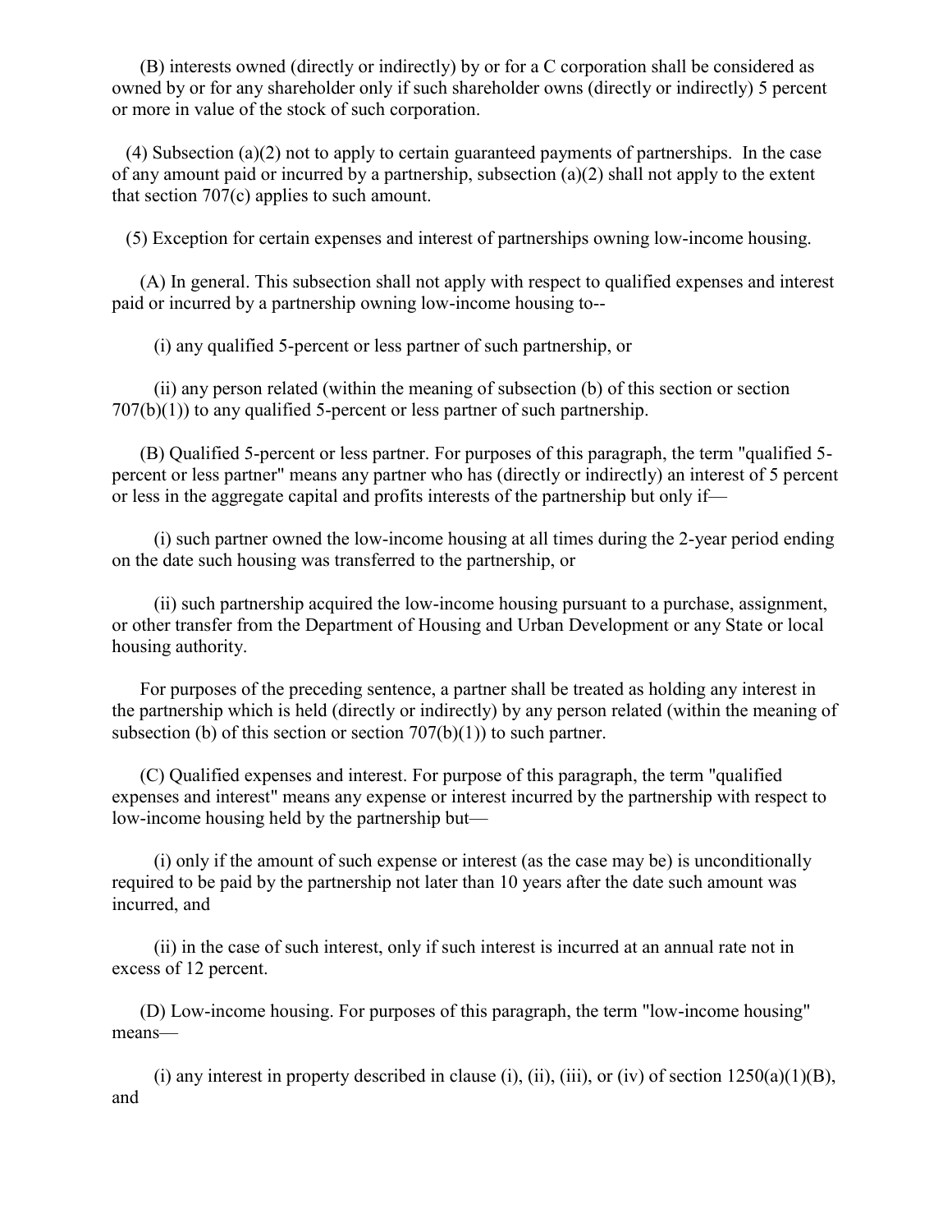(B) interests owned (directly or indirectly) by or for a C corporation shall be considered as owned by or for any shareholder only if such shareholder owns (directly or indirectly) 5 percent or more in value of the stock of such corporation.

(4) Subsection (a)(2) not to apply to certain guaranteed payments of partnerships. In the case of any amount paid or incurred by a partnership, subsection (a)(2) shall not apply to the extent that section 707(c) applies to such amount.

(5) Exception for certain expenses and interest of partnerships owning low-income housing.

(A) In general. This subsection shall not apply with respect to qualified expenses and interest paid or incurred by a partnership owning low-income housing to--

(i) any qualified 5-percent or less partner of such partnership, or

(ii) any person related (within the meaning of subsection (b) of this section or section 707(b)(1)) to any qualified 5-percent or less partner of such partnership.

(B) Qualified 5-percent or less partner. For purposes of this paragraph, the term "qualified 5-percent or less partner" means any partner who has (directly or indirectly) an interest of 5 percent or less in the aggregate capital and profits interests of the partnership but only if—

(i) such partner owned the low-income housing at all times during the 2-year period ending on the date such housing was transferred to the partnership, or

(ii) such partnership acquired the low-income housing pursuant to a purchase, assignment, or other transfer from the Department of Housing and Urban Development or any State or local housing authority.

For purposes of the preceding sentence, a partner shall be treated as holding any interest in the partnership which is held (directly or indirectly) by any person related (within the meaning of subsection (b) of this section or section 707(b)(1)) to such partner.

(C) Qualified expenses and interest. For purpose of this paragraph, the term "qualified expenses and interest" means any expense or interest incurred by the partnership with respect to low-income housing held by the partnership but—

(i) only if the amount of such expense or interest (as the case may be) is unconditionally required to be paid by the partnership not later than 10 years after the date such amount was incurred, and

(ii) in the case of such interest, only if such interest is incurred at an annual rate not in excess of 12 percent.

(D) Low-income housing. For purposes of this paragraph, the term "low-income housing" means—

(i) any interest in property described in clause (i), (ii), (iii), or (iv) of section 1250(a)(1)(B), and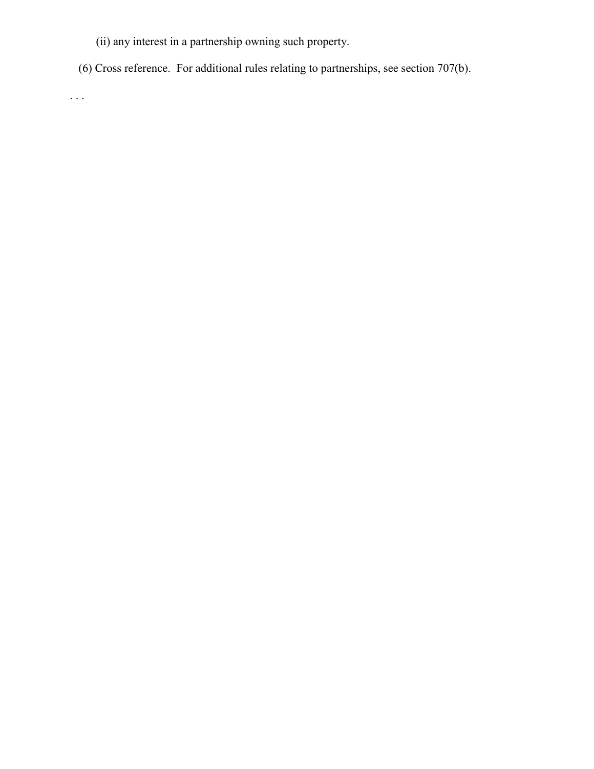(ii) any interest in a partnership owning such property.

(6) Cross reference. For additional rules relating to partnerships, see section 707(b).

. . .